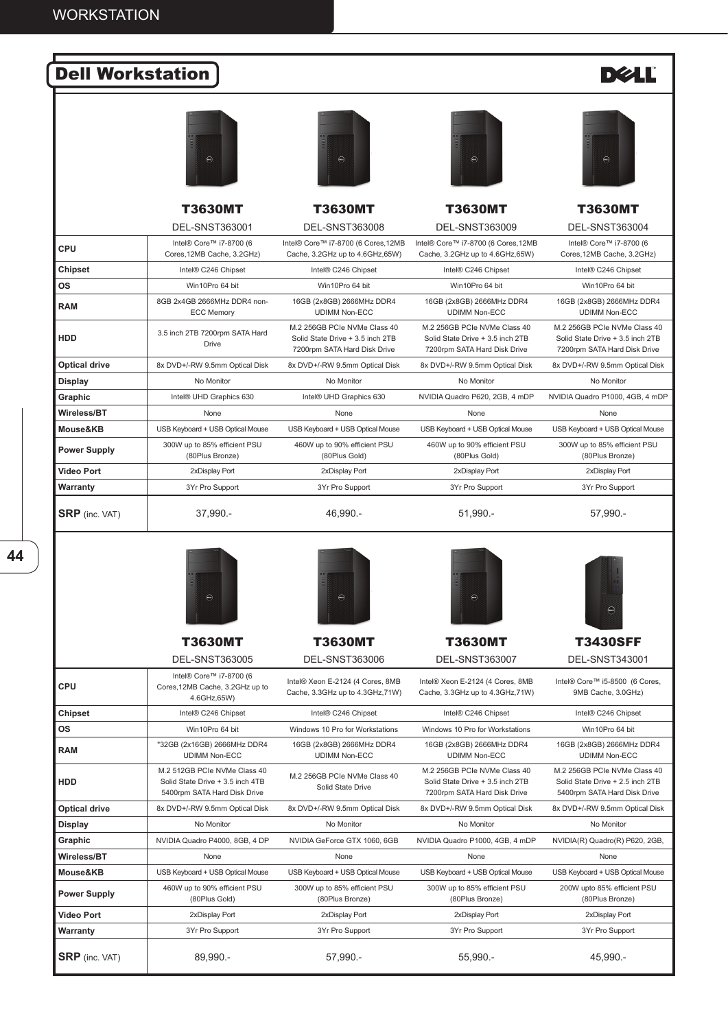# Dell Workstation

| | T3630MT<br>DEL-SNST363001 | T3630MT<br>DEL-SNST363008 | T3630MT<br>DEL-SNST363009 | T3630MT<br>DEL-SNST363004 |
|---|---|---|---|---|
| **CPU** | Intel® Core™ i7-8700 (6 Cores,12MB Cache, 3.2GHz) | Intel® Core™ i7-8700 (6 Cores,12MB Cache, 3.2GHz up to 4.6GHz,65W) | Intel® Core™ i7-8700 (6 Cores,12MB Cache, 3.2GHz up to 4.6GHz,65W) | Intel® Core™ i7-8700 (6 Cores,12MB Cache, 3.2GHz) |
| **Chipset** | Intel® C246 Chipset | Intel® C246 Chipset | Intel® C246 Chipset | Intel® C246 Chipset |
| **OS** | Win10Pro 64 bit | Win10Pro 64 bit | Win10Pro 64 bit | Win10Pro 64 bit |
| **RAM** | 8GB 2x4GB 2666MHz DDR4 non-ECC Memory | 16GB (2x8GB) 2666MHz DDR4 UDIMM Non-ECC | 16GB (2x8GB) 2666MHz DDR4 UDIMM Non-ECC | 16GB (2x8GB) 2666MHz DDR4 UDIMM Non-ECC |
| **HDD** | 3.5 inch 2TB 7200rpm SATA Hard Drive | M.2 256GB PCIe NVMe Class 40 Solid State Drive + 3.5 inch 2TB 7200rpm SATA Hard Disk Drive | M.2 256GB PCIe NVMe Class 40 Solid State Drive + 3.5 inch 2TB 7200rpm SATA Hard Disk Drive | M.2 256GB PCIe NVMe Class 40 Solid State Drive + 3.5 inch 2TB 7200rpm SATA Hard Disk Drive |
| **Optical drive** | 8x DVD+/-RW 9.5mm Optical Disk | 8x DVD+/-RW 9.5mm Optical Disk | 8x DVD+/-RW 9.5mm Optical Disk | 8x DVD+/-RW 9.5mm Optical Disk |
| **Display** | No Monitor | No Monitor | No Monitor | No Monitor |
| **Graphic** | Intel® UHD Graphics 630 | Intel® UHD Graphics 630 | NVIDIA Quadro P620, 2GB, 4 mDP | NVIDIA Quadro P1000, 4GB, 4 mDP |
| **Wireless/BT** | None | None | None | None |
| **Mouse&KB** | USB Keyboard + USB Optical Mouse | USB Keyboard + USB Optical Mouse | USB Keyboard + USB Optical Mouse | USB Keyboard + USB Optical Mouse |
| **Power Supply** | 300W up to 85% efficient PSU (80Plus Bronze) | 460W up to 90% efficient PSU (80Plus Gold) | 460W up to 90% efficient PSU (80Plus Gold) | 300W up to 85% efficient PSU (80Plus Bronze) |
| **Video Port** | 2xDisplay Port | 2xDisplay Port | 2xDisplay Port | 2xDisplay Port |
| **Warranty** | 3Yr Pro Support | 3Yr Pro Support | 3Yr Pro Support | 3Yr Pro Support |
| **SRP** (inc. VAT) | 37,990.- | 46,990.- | 51,990.- | 57,990.- |

| | T3630MT<br>DEL-SNST363005 | T3630MT<br>DEL-SNST363006 | T3630MT<br>DEL-SNST363007 | T3430SFF<br>DEL-SNST343001 |
|---|---|---|---|---|
| **CPU** | Intel® Core™ i7-8700 (6 Cores,12MB Cache, 3.2GHz up to 4.6GHz,65W) | Intel® Xeon E-2124 (4 Cores, 8MB Cache, 3.3GHz up to 4.3GHz,71W) | Intel® Xeon E-2124 (4 Cores, 8MB Cache, 3.3GHz up to 4.3GHz,71W) | Intel® Core™ i5-8500 (6 Cores, 9MB Cache, 3.0GHz) |
| **Chipset** | Intel® C246 Chipset | Intel® C246 Chipset | Intel® C246 Chipset | Intel® C246 Chipset |
| **OS** | Win10Pro 64 bit | Windows 10 Pro for Workstations | Windows 10 Pro for Workstations | Win10Pro 64 bit |
| **RAM** | "32GB (2x16GB) 2666MHz DDR4 UDIMM Non-ECC | 16GB (2x8GB) 2666MHz DDR4 UDIMM Non-ECC | 16GB (2x8GB) 2666MHz DDR4 UDIMM Non-ECC | 16GB (2x8GB) 2666MHz DDR4 UDIMM Non-ECC |
| **HDD** | M.2 512GB PCIe NVMe Class 40 Solid State Drive + 3.5 inch 4TB 5400rpm SATA Hard Disk Drive | M.2 256GB PCIe NVMe Class 40 Solid State Drive | M.2 256GB PCIe NVMe Class 40 Solid State Drive + 3.5 inch 2TB 7200rpm SATA Hard Disk Drive | M.2 256GB PCIe NVMe Class 40 Solid State Drive + 2.5 inch 2TB 5400rpm SATA Hard Disk Drive |
| **Optical drive** | 8x DVD+/-RW 9.5mm Optical Disk | 8x DVD+/-RW 9.5mm Optical Disk | 8x DVD+/-RW 9.5mm Optical Disk | 8x DVD+/-RW 9.5mm Optical Disk |
| **Display** | No Monitor | No Monitor | No Monitor | No Monitor |
| **Graphic** | NVIDIA Quadro P4000, 8GB, 4 DP | NVIDIA GeForce GTX 1060, 6GB | NVIDIA Quadro P1000, 4GB, 4 mDP | NVIDIA(R) Quadro(R) P620, 2GB, |
| **Wireless/BT** | None | None | None | None |
| **Mouse&KB** | USB Keyboard + USB Optical Mouse | USB Keyboard + USB Optical Mouse | USB Keyboard + USB Optical Mouse | USB Keyboard + USB Optical Mouse |
| **Power Supply** | 460W up to 90% efficient PSU (80Plus Gold) | 300W up to 85% efficient PSU (80Plus Bronze) | 300W up to 85% efficient PSU (80Plus Bronze) | 200W upto 85% efficient PSU (80Plus Bronze) |
| **Video Port** | 2xDisplay Port | 2xDisplay Port | 2xDisplay Port | 2xDisplay Port |
| **Warranty** | 3Yr Pro Support | 3Yr Pro Support | 3Yr Pro Support | 3Yr Pro Support |
| **SRP** (inc. VAT) | 89,990.- | 57,990.- | 55,990.- | 45,990.- |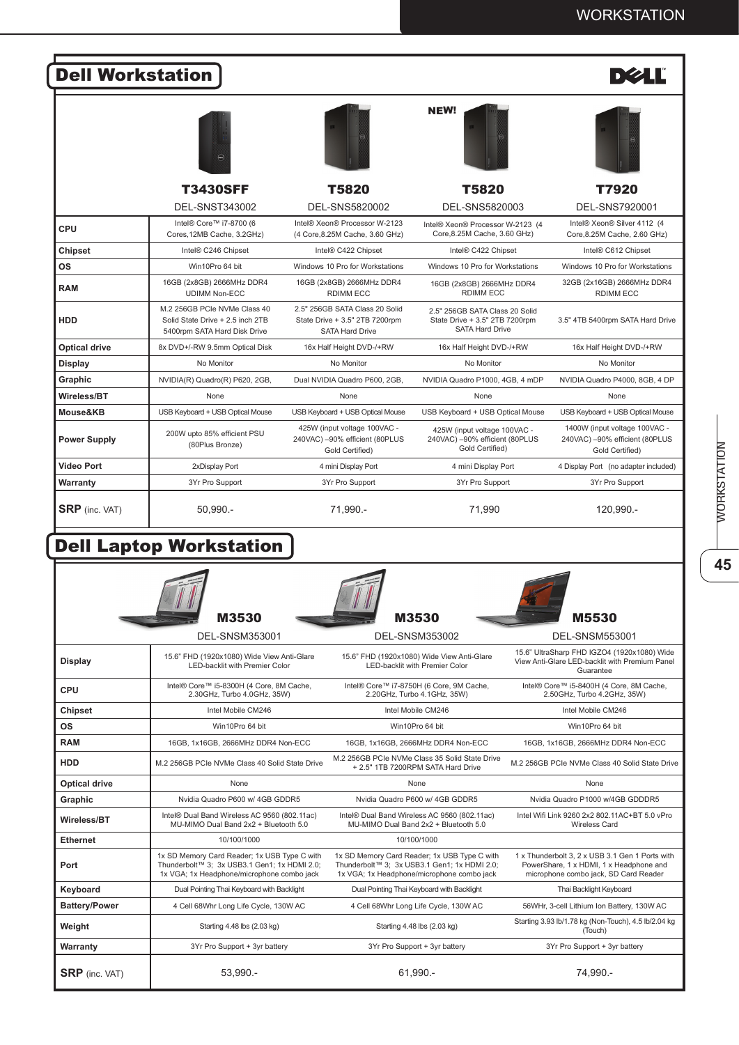## Dell Workstation

| | T3430SFF | T5820 | NEW! T5820 | T7920 |
|---|---|---|---|---|
| | DEL-SNST343002 | DEL-SNS5820002 | DEL-SNS5820003 | DEL-SNS7920001 |
| **CPU** | Intel® Core™ i7-8700 (6 Cores,12MB Cache, 3.2GHz) | Intel® Xeon® Processor W-2123 (4 Core,8.25M Cache, 3.60 GHz) | Intel® Xeon® Processor W-2123 (4 Core,8.25M Cache, 3.60 GHz) | Intel® Xeon® Silver 4112 (4 Core,8.25M Cache, 2.60 GHz) |
| **Chipset** | Intel® C246 Chipset | Intel® C422 Chipset | Intel® C422 Chipset | Intel® C612 Chipset |
| **OS** | Win10Pro 64 bit | Windows 10 Pro for Workstations | Windows 10 Pro for Workstations | Windows 10 Pro for Workstations |
| **RAM** | 16GB (2x8GB) 2666MHz DDR4 UDIMM Non-ECC | 16GB (2x8GB) 2666MHz DDR4 RDIMM ECC | 16GB (2x8GB) 2666MHz DDR4 RDIMM ECC | 32GB (2x16GB) 2666MHz DDR4 RDIMM ECC |
| **HDD** | M.2 256GB PCIe NVMe Class 40 Solid State Drive + 2.5 inch 2TB 5400rpm SATA Hard Disk Drive | 2.5" 256GB SATA Class 20 Solid State Drive + 3.5" 2TB 7200rpm SATA Hard Drive | 2.5" 256GB SATA Class 20 Solid State Drive + 3.5" 2TB 7200rpm SATA Hard Drive | 3.5" 4TB 5400rpm SATA Hard Drive |
| **Optical drive** | 8x DVD+/-RW 9.5mm Optical Disk | 16x Half Height DVD-/+RW | 16x Half Height DVD-/+RW | 16x Half Height DVD-/+RW |
| **Display** | No Monitor | No Monitor | No Monitor | No Monitor |
| **Graphic** | NVIDIA(R) Quadro(R) P620, 2GB, | Dual NVIDIA Quadro P600, 2GB, | NVIDIA Quadro P1000, 4GB, 4 mDP | NVIDIA Quadro P4000, 8GB, 4 DP |
| **Wireless/BT** | None | None | None | None |
| **Mouse&KB** | USB Keyboard + USB Optical Mouse | USB Keyboard + USB Optical Mouse | USB Keyboard + USB Optical Mouse | USB Keyboard + USB Optical Mouse |
| **Power Supply** | 200W upto 85% efficient PSU (80Plus Bronze) | 425W (input voltage 100VAC - 240VAC) –90% efficient (80PLUS Gold Certified) | 425W (input voltage 100VAC - 240VAC) –90% efficient (80PLUS Gold Certified) | 1400W (input voltage 100VAC - 240VAC) –90% efficient (80PLUS Gold Certified) |
| **Video Port** | 2xDisplay Port | 4 mini Display Port | 4 mini Display Port | 4 Display Port (no adapter included) |
| **Warranty** | 3Yr Pro Support | 3Yr Pro Support | 3Yr Pro Support | 3Yr Pro Support |
| **SRP** (inc. VAT) | 50,990.- | 71,990.- | 71,990 | 120,990.- |

## Dell Laptop Workstation

| | M3530 | M3530 | M5530 |
|---|---|---|---|
| | DEL-SNSM353001 | DEL-SNSM353002 | DEL-SNSM553001 |
| **Display** | 15.6" FHD (1920x1080) Wide View Anti-Glare LED-backlit with Premier Color | 15.6" FHD (1920x1080) Wide View Anti-Glare LED-backlit with Premier Color | 15.6" UltraSharp FHD IGZO4 (1920x1080) Wide View Anti-Glare LED-backlit with Premium Panel Guarantee |
| **CPU** | Intel® Core™ i5-8300H (4 Core, 8M Cache, 2.30GHz, Turbo 4.0GHz, 35W) | Intel® Core™ i7-8750H (6 Core, 9M Cache, 2.20GHz, Turbo 4.1GHz, 35W) | Intel® Core™ i5-8400H (4 Core, 8M Cache, 2.50GHz, Turbo 4.2GHz, 35W) |
| **Chipset** | Intel Mobile CM246 | Intel Mobile CM246 | Intel Mobile CM246 |
| **OS** | Win10Pro 64 bit | Win10Pro 64 bit | Win10Pro 64 bit |
| **RAM** | 16GB, 1x16GB, 2666MHz DDR4 Non-ECC | 16GB, 1x16GB, 2666MHz DDR4 Non-ECC | 16GB, 1x16GB, 2666MHz DDR4 Non-ECC |
| **HDD** | M.2 256GB PCIe NVMe Class 40 Solid State Drive | M.2 256GB PCIe NVMe Class 35 Solid State Drive + 2.5" 1TB 7200RPM SATA Hard Drive | M.2 256GB PCIe NVMe Class 40 Solid State Drive |
| **Optical drive** | None | None | None |
| **Graphic** | Nvidia Quadro P600 w/ 4GB GDDR5 | Nvidia Quadro P600 w/ 4GB GDDR5 | Nvidia Quadro P1000 w/4GB GDDDR5 |
| **Wireless/BT** | Intel® Dual Band Wireless AC 9560 (802.11ac) MU-MIMO Dual Band 2x2 + Bluetooth 5.0 | Intel® Dual Band Wireless AC 9560 (802.11ac) MU-MIMO Dual Band 2x2 + Bluetooth 5.0 | Intel Wifi Link 9260 2x2 802.11AC+BT 5.0 vPro Wireless Card |
| **Ethernet** | 10/100/1000 | 10/100/1000 | |
| **Port** | 1x SD Memory Card Reader; 1x USB Type C with Thunderbolt™ 3; 3x USB3.1 Gen1; 1x HDMI 2.0; 1x VGA; 1x Headphone/microphone combo jack | 1x SD Memory Card Reader; 1x USB Type C with Thunderbolt™ 3; 3x USB3.1 Gen1; 1x HDMI 2.0; 1x VGA; 1x Headphone/microphone combo jack | 1 x Thunderbolt 3, 2 x USB 3.1 Gen 1 Ports with PowerShare, 1 x HDMI, 1 x Headphone and microphone combo jack, SD Card Reader |
| **Keyboard** | Dual Pointing Thai Keyboard with Backlight | Dual Pointing Thai Keyboard with Backlight | Thai Backlight Keyboard |
| **Battery/Power** | 4 Cell 68Whr Long Life Cycle, 130W AC | 4 Cell 68Whr Long Life Cycle, 130W AC | 56WHr, 3-cell Lithium Ion Battery, 130W AC |
| **Weight** | Starting 4.48 lbs (2.03 kg) | Starting 4.48 lbs (2.03 kg) | Starting 3.93 lb/1.78 kg (Non-Touch), 4.5 lb/2.04 kg (Touch) |
| **Warranty** | 3Yr Pro Support + 3yr battery | 3Yr Pro Support + 3yr battery | 3Yr Pro Support + 3yr battery |
| **SRP** (inc. VAT) | 53,990.- | 61,990.- | 74,990.- |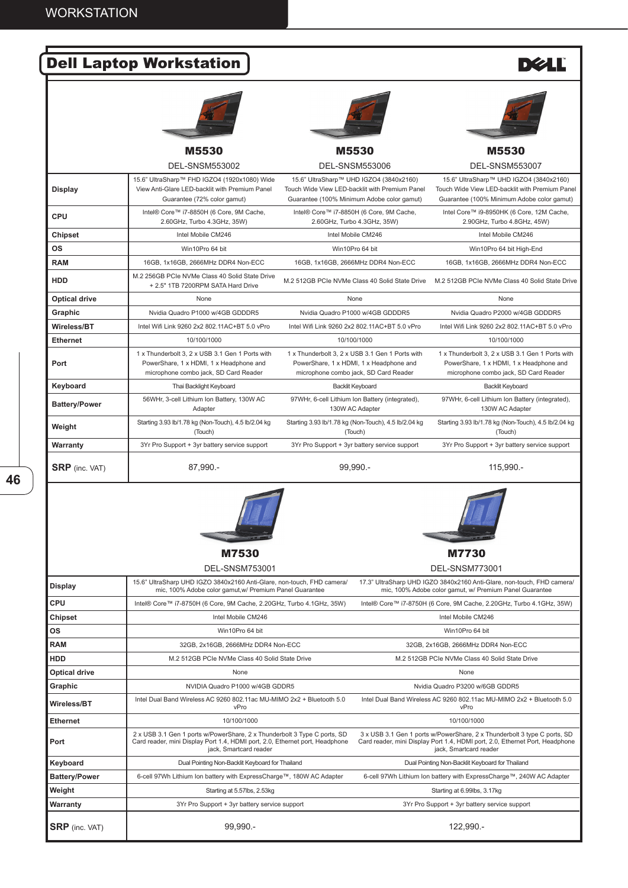# Dell Laptop Workstation

| | M5530<br>DEL-SNSM553002 | M5530<br>DEL-SNSM553006 | M5530<br>DEL-SNSM553007 |
|---|---|---|---|
| **Display** | 15.6" UltraSharp™ FHD IGZO4 (1920x1080) Wide View Anti-Glare LED-backlit with Premium Panel Guarantee (72% color gamut) | 15.6" UltraSharp™ UHD IGZO4 (3840x2160) Touch Wide View LED-backlit with Premium Panel Guarantee (100% Minimum Adobe color gamut) | 15.6" UltraSharp™ UHD IGZO4 (3840x2160) Touch Wide View LED-backlit with Premium Panel Guarantee (100% Minimum Adobe color gamut) |
| **CPU** | Intel® Core™ i7-8850H (6 Core, 9M Cache, 2.60GHz, Turbo 4.3GHz, 35W) | Intel® Core™ i7-8850H (6 Core, 9M Cache, 2.60GHz, Turbo 4.3GHz, 35W) | Intel Core™ i9-8950HK (6 Core, 12M Cache, 2.90GHz, Turbo 4.8GHz, 45W) |
| **Chipset** | Intel Mobile CM246 | Intel Mobile CM246 | Intel Mobile CM246 |
| **OS** | Win10Pro 64 bit | Win10Pro 64 bit | Win10Pro 64 bit High-End |
| **RAM** | 16GB, 1x16GB, 2666MHz DDR4 Non-ECC | 16GB, 1x16GB, 2666MHz DDR4 Non-ECC | 16GB, 1x16GB, 2666MHz DDR4 Non-ECC |
| **HDD** | M.2 256GB PCIe NVMe Class 40 Solid State Drive + 2.5" 1TB 7200RPM SATA Hard Drive | M.2 512GB PCIe NVMe Class 40 Solid State Drive | M.2 512GB PCIe NVMe Class 40 Solid State Drive |
| **Optical drive** | None | None | None |
| **Graphic** | Nvidia Quadro P1000 w/4GB GDDDR5 | Nvidia Quadro P1000 w/4GB GDDDR5 | Nvidia Quadro P2000 w/4GB GDDDR5 |
| **Wireless/BT** | Intel Wifi Link 9260 2x2 802.11AC+BT 5.0 vPro | Intel Wifi Link 9260 2x2 802.11AC+BT 5.0 vPro | Intel Wifi Link 9260 2x2 802.11AC+BT 5.0 vPro |
| **Ethernet** | 10/100/1000 | 10/100/1000 | 10/100/1000 |
| **Port** | 1 x Thunderbolt 3, 2 x USB 3.1 Gen 1 Ports with PowerShare, 1 x HDMI, 1 x Headphone and microphone combo jack, SD Card Reader | 1 x Thunderbolt 3, 2 x USB 3.1 Gen 1 Ports with PowerShare, 1 x HDMI, 1 x Headphone and microphone combo jack, SD Card Reader | 1 x Thunderbolt 3, 2 x USB 3.1 Gen 1 Ports with PowerShare, 1 x HDMI, 1 x Headphone and microphone combo jack, SD Card Reader |
| **Keyboard** | Thai Backlight Keyboard | Backlit Keyboard | Backlit Keyboard |
| **Battery/Power** | 56WHr, 3-cell Lithium Ion Battery, 130W AC Adapter | 97WHr, 6-cell Lithium Ion Battery (integrated), 130W AC Adapter | 97WHr, 6-cell Lithium Ion Battery (integrated), 130W AC Adapter |
| **Weight** | Starting 3.93 lb/1.78 kg (Non-Touch), 4.5 lb/2.04 kg (Touch) | Starting 3.93 lb/1.78 kg (Non-Touch), 4.5 lb/2.04 kg (Touch) | Starting 3.93 lb/1.78 kg (Non-Touch), 4.5 lb/2.04 kg (Touch) |
| **Warranty** | 3Yr Pro Support + 3yr battery service support | 3Yr Pro Support + 3yr battery service support | 3Yr Pro Support + 3yr battery service support |
| **SRP** (inc. VAT) | 87,990.- | 99,990.- | 115,990.- |

| | M7530<br>DEL-SNSM753001 | M7730<br>DEL-SNSM773001 |
|---|---|---|
| **Display** | 15.6" UltraSharp UHD IGZO 3840x2160 Anti-Glare, non-touch, FHD camera/ mic, 100% Adobe color gamut,w/ Premium Panel Guarantee | 17.3" UltraSharp UHD IGZO 3840x2160 Anti-Glare, non-touch, FHD camera/ mic, 100% Adobe color gamut, w/ Premium Panel Guarantee |
| **CPU** | Intel® Core™ i7-8750H (6 Core, 9M Cache, 2.20GHz, Turbo 4.1GHz, 35W) | Intel® Core™ i7-8750H (6 Core, 9M Cache, 2.20GHz, Turbo 4.1GHz, 35W) |
| **Chipset** | Intel Mobile CM246 | Intel Mobile CM246 |
| **OS** | Win10Pro 64 bit | Win10Pro 64 bit |
| **RAM** | 32GB, 2x16GB, 2666MHz DDR4 Non-ECC | 32GB, 2x16GB, 2666MHz DDR4 Non-ECC |
| **HDD** | M.2 512GB PCIe NVMe Class 40 Solid State Drive | M.2 512GB PCIe NVMe Class 40 Solid State Drive |
| **Optical drive** | None | None |
| **Graphic** | NVIDIA Quadro P1000 w/4GB GDDR5 | Nvidia Quadro P3200 w/6GB GDDR5 |
| **Wireless/BT** | Intel Dual Band Wireless AC 9260 802.11ac MU-MIMO 2x2 + Bluetooth 5.0 vPro | Intel Dual Band Wireless AC 9260 802.11ac MU-MIMO 2x2 + Bluetooth 5.0 vPro |
| **Ethernet** | 10/100/1000 | 10/100/1000 |
| **Port** | 2 x USB 3.1 Gen 1 ports w/PowerShare, 2 x Thunderbolt 3 Type C ports, SD Card reader, mini Display Port 1.4, HDMI port, 2.0, Ethernet port, Headphone jack, Smartcard reader | 3 x USB 3.1 Gen 1 ports w/PowerShare, 2 x Thunderbolt 3 type C ports, SD Card reader, mini Display Port 1.4, HDMI port, 2.0, Ethernet Port, Headphone jack, Smartcard reader |
| **Keyboard** | Dual Pointing Non-Backlit Keyboard for Thailand | Dual Pointing Non-Backlit Keyboard for Thailand |
| **Battery/Power** | 6-cell 97Wh Lithium Ion battery with ExpressCharge™, 180W AC Adapter | 6-cell 97Wh Lithium Ion battery with ExpressCharge™, 240W AC Adapter |
| **Weight** | Starting at 5.57lbs, 2.53kg | Starting at 6.99lbs, 3.17kg |
| **Warranty** | 3Yr Pro Support + 3yr battery service support | 3Yr Pro Support + 3yr battery service support |
| **SRP** (inc. VAT) | 99,990.- | 122,990.- |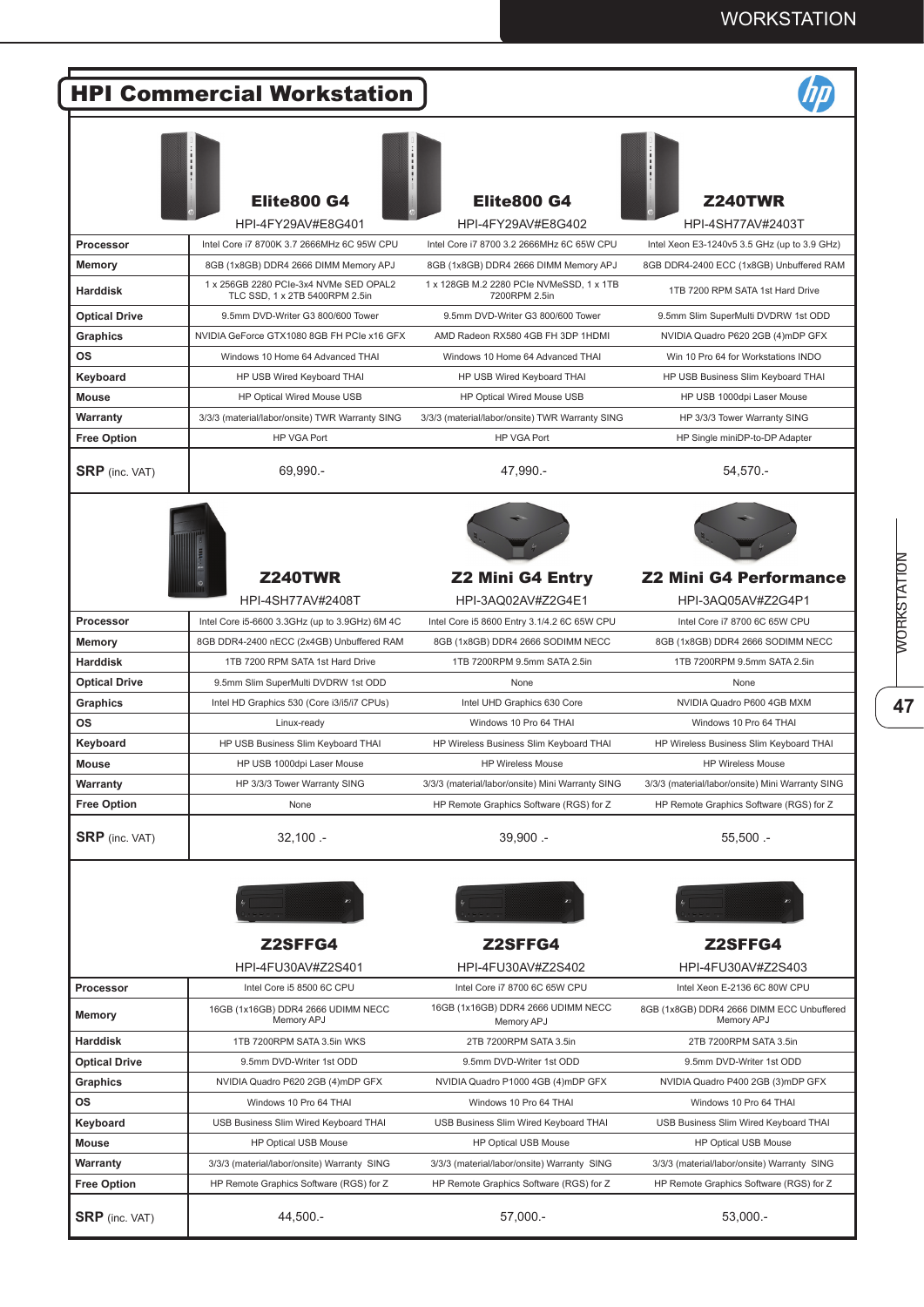# HPI Commercial Workstation

| | Elite800 G4<br>HPI-4FY29AV#E8G401 | Elite800 G4<br>HPI-4FY29AV#E8G402 | Z240TWR<br>HPI-4SH77AV#2403T |
|---|---|---|---|
| **Processor** | Intel Core i7 8700K 3.7 2666MHz 6C 95W CPU | Intel Core i7 8700 3.2 2666MHz 6C 65W CPU | Intel Xeon E3-1240v5 3.5 GHz (up to 3.9 GHz) |
| **Memory** | 8GB (1x8GB) DDR4 2666 DIMM Memory APJ | 8GB (1x8GB) DDR4 2666 DIMM Memory APJ | 8GB DDR4-2400 ECC (1x8GB) Unbuffered RAM |
| **Harddisk** | 1 x 256GB 2280 PCIe-3x4 NVMe SED OPAL2 TLC SSD, 1 x 2TB 5400RPM 2.5in | 1 x 128GB M.2 2280 PCIe NVMeSSD, 1 x 1TB 7200RPM 2.5in | 1TB 7200 RPM SATA 1st Hard Drive |
| **Optical Drive** | 9.5mm DVD-Writer G3 800/600 Tower | 9.5mm DVD-Writer G3 800/600 Tower | 9.5mm Slim SuperMulti DVDRW 1st ODD |
| **Graphics** | NVIDIA GeForce GTX1080 8GB FH PCIe x16 GFX | AMD Radeon RX580 4GB FH 3DP 1HDMI | NVIDIA Quadro P620 2GB (4)mDP GFX |
| **OS** | Windows 10 Home 64 Advanced THAI | Windows 10 Home 64 Advanced THAI | Win 10 Pro 64 for Workstations INDO |
| **Keyboard** | HP USB Wired Keyboard THAI | HP USB Wired Keyboard THAI | HP USB Business Slim Keyboard THAI |
| **Mouse** | HP Optical Wired Mouse USB | HP Optical Wired Mouse USB | HP USB 1000dpi Laser Mouse |
| **Warranty** | 3/3/3 (material/labor/onsite) TWR Warranty SING | 3/3/3 (material/labor/onsite) TWR Warranty SING | HP 3/3/3 Tower Warranty SING |
| **Free Option** | HP VGA Port | HP VGA Port | HP Single miniDP-to-DP Adapter |
| **SRP** (inc. VAT) | 69,990.- | 47,990.- | 54,570.- |

| | Z240TWR<br>HPI-4SH77AV#2408T | Z2 Mini G4 Entry<br>HPI-3AQ02AV#Z2G4E1 | Z2 Mini G4 Performance<br>HPI-3AQ05AV#Z2G4P1 |
|---|---|---|---|
| **Processor** | Intel Core i5-6600 3.3GHz (up to 3.9GHz) 6M 4C | Intel Core i5 8600 Entry 3.1/4.2 6C 65W CPU | Intel Core i7 8700 6C 65W CPU |
| **Memory** | 8GB DDR4-2400 nECC (2x4GB) Unbuffered RAM | 8GB (1x8GB) DDR4 2666 SODIMM NECC | 8GB (1x8GB) DDR4 2666 SODIMM NECC |
| **Harddisk** | 1TB 7200 RPM SATA 1st Hard Drive | 1TB 7200RPM 9.5mm SATA 2.5in | 1TB 7200RPM 9.5mm SATA 2.5in |
| **Optical Drive** | 9.5mm Slim SuperMulti DVDRW 1st ODD | None | None |
| **Graphics** | Intel HD Graphics 530 (Core i3/i5/i7 CPUs) | Intel UHD Graphics 630 Core | NVIDIA Quadro P600 4GB MXM |
| **OS** | Linux-ready | Windows 10 Pro 64 THAI | Windows 10 Pro 64 THAI |
| **Keyboard** | HP USB Business Slim Keyboard THAI | HP Wireless Business Slim Keyboard THAI | HP Wireless Business Slim Keyboard THAI |
| **Mouse** | HP USB 1000dpi Laser Mouse | HP Wireless Mouse | HP Wireless Mouse |
| **Warranty** | HP 3/3/3 Tower Warranty SING | 3/3/3 (material/labor/onsite) Mini Warranty SING | 3/3/3 (material/labor/onsite) Mini Warranty SING |
| **Free Option** | None | HP Remote Graphics Software (RGS) for Z | HP Remote Graphics Software (RGS) for Z |
| **SRP** (inc. VAT) | 32,100 .- | 39,900 .- | 55,500 .- |

| | Z2SFFG4<br>HPI-4FU30AV#Z2S401 | Z2SFFG4<br>HPI-4FU30AV#Z2S402 | Z2SFFG4<br>HPI-4FU30AV#Z2S403 |
|---|---|---|---|
| **Processor** | Intel Core i5 8500 6C CPU | Intel Core i7 8700 6C 65W CPU | Intel Xeon E-2136 6C 80W CPU |
| **Memory** | 16GB (1x16GB) DDR4 2666 UDIMM NECC Memory APJ | 16GB (1x16GB) DDR4 2666 UDIMM NECC Memory APJ | 8GB (1x8GB) DDR4 2666 DIMM ECC Unbuffered Memory APJ |
| **Harddisk** | 1TB 7200RPM SATA 3.5in WKS | 2TB 7200RPM SATA 3.5in | 2TB 7200RPM SATA 3.5in |
| **Optical Drive** | 9.5mm DVD-Writer 1st ODD | 9.5mm DVD-Writer 1st ODD | 9.5mm DVD-Writer 1st ODD |
| **Graphics** | NVIDIA Quadro P620 2GB (4)mDP GFX | NVIDIA Quadro P1000 4GB (4)mDP GFX | NVIDIA Quadro P400 2GB (3)mDP GFX |
| **OS** | Windows 10 Pro 64 THAI | Windows 10 Pro 64 THAI | Windows 10 Pro 64 THAI |
| **Keyboard** | USB Business Slim Wired Keyboard THAI | USB Business Slim Wired Keyboard THAI | USB Business Slim Wired Keyboard THAI |
| **Mouse** | HP Optical USB Mouse | HP Optical USB Mouse | HP Optical USB Mouse |
| **Warranty** | 3/3/3 (material/labor/onsite) Warranty SING | 3/3/3 (material/labor/onsite) Warranty SING | 3/3/3 (material/labor/onsite) Warranty SING |
| **Free Option** | HP Remote Graphics Software (RGS) for Z | HP Remote Graphics Software (RGS) for Z | HP Remote Graphics Software (RGS) for Z |
| **SRP** (inc. VAT) | 44,500.- | 57,000.- | 53,000.- |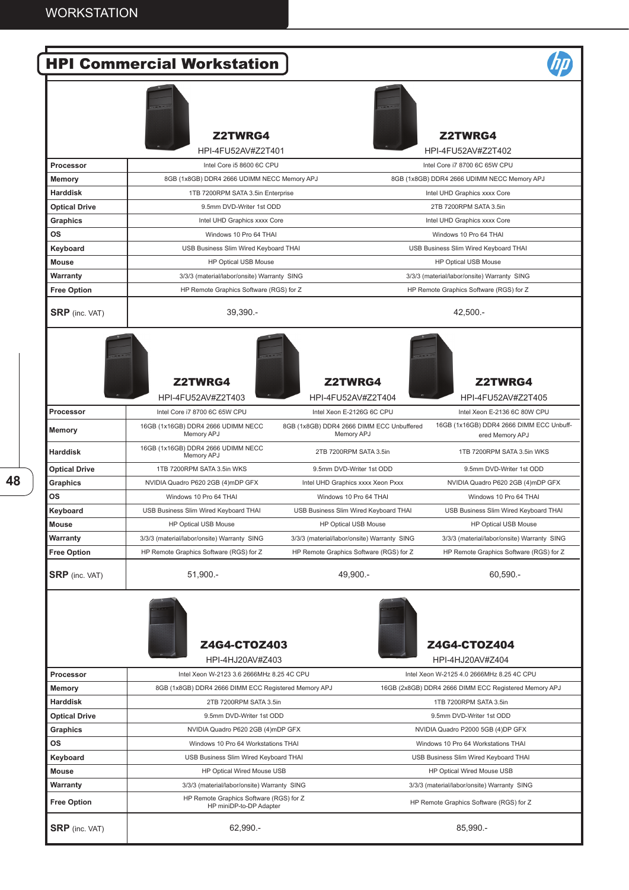# HPI Commercial Workstation

| | Z2TWRG4 HPI-4FU52AV#Z2T401 | Z2TWRG4 HPI-4FU52AV#Z2T402 |
|---|---|---|
| **Processor** | Intel Core i5 8600 6C CPU | Intel Core i7 8700 6C 65W CPU |
| **Memory** | 8GB (1x8GB) DDR4 2666 UDIMM NECC Memory APJ | 8GB (1x8GB) DDR4 2666 UDIMM NECC Memory APJ |
| **Harddisk** | 1TB 7200RPM SATA 3.5in Enterprise | Intel UHD Graphics xxxx Core |
| **Optical Drive** | 9.5mm DVD-Writer 1st ODD | 2TB 7200RPM SATA 3.5in |
| **Graphics** | Intel UHD Graphics xxxx Core | Intel UHD Graphics xxxx Core |
| **OS** | Windows 10 Pro 64 THAI | Windows 10 Pro 64 THAI |
| **Keyboard** | USB Business Slim Wired Keyboard THAI | USB Business Slim Wired Keyboard THAI |
| **Mouse** | HP Optical USB Mouse | HP Optical USB Mouse |
| **Warranty** | 3/3/3 (material/labor/onsite) Warranty SING | 3/3/3 (material/labor/onsite) Warranty SING |
| **Free Option** | HP Remote Graphics Software (RGS) for Z | HP Remote Graphics Software (RGS) for Z |
| **SRP** (inc. VAT) | 39,390.- | 42,500.- |

| | Z2TWRG4 HPI-4FU52AV#Z2T403 | Z2TWRG4 HPI-4FU52AV#Z2T404 | Z2TWRG4 HPI-4FU52AV#Z2T405 |
|---|---|---|---|
| **Processor** | Intel Core i7 8700 6C 65W CPU | Intel Xeon E-2126G 6C CPU | Intel Xeon E-2136 6C 80W CPU |
| **Memory** | 16GB (1x16GB) DDR4 2666 UDIMM NECC Memory APJ | 8GB (1x8GB) DDR4 2666 DIMM ECC Unbuffered Memory APJ | 16GB (1x16GB) DDR4 2666 DIMM ECC Unbuffered Memory APJ |
| **Harddisk** | 16GB (1x16GB) DDR4 2666 UDIMM NECC Memory APJ | 2TB 7200RPM SATA 3.5in | 1TB 7200RPM SATA 3.5in WKS |
| **Optical Drive** | 1TB 7200RPM SATA 3.5in WKS | 9.5mm DVD-Writer 1st ODD | 9.5mm DVD-Writer 1st ODD |
| **Graphics** | NVIDIA Quadro P620 2GB (4)mDP GFX | Intel UHD Graphics xxxx Xeon Pxxx | NVIDIA Quadro P620 2GB (4)mDP GFX |
| **OS** | Windows 10 Pro 64 THAI | Windows 10 Pro 64 THAI | Windows 10 Pro 64 THAI |
| **Keyboard** | USB Business Slim Wired Keyboard THAI | USB Business Slim Wired Keyboard THAI | USB Business Slim Wired Keyboard THAI |
| **Mouse** | HP Optical USB Mouse | HP Optical USB Mouse | HP Optical USB Mouse |
| **Warranty** | 3/3/3 (material/labor/onsite) Warranty SING | 3/3/3 (material/labor/onsite) Warranty SING | 3/3/3 (material/labor/onsite) Warranty SING |
| **Free Option** | HP Remote Graphics Software (RGS) for Z | HP Remote Graphics Software (RGS) for Z | HP Remote Graphics Software (RGS) for Z |
| **SRP** (inc. VAT) | 51,900.- | 49,900.- | 60,590.- |

| | Z4G4-CTOZ403 HPI-4HJ20AV#Z403 | Z4G4-CTOZ404 HPI-4HJ20AV#Z404 |
|---|---|---|
| **Processor** | Intel Xeon W-2123 3.6 2666MHz 8.25 4C CPU | Intel Xeon W-2125 4.0 2666MHz 8.25 4C CPU |
| **Memory** | 8GB (1x8GB) DDR4 2666 DIMM ECC Registered Memory APJ | 16GB (2x8GB) DDR4 2666 DIMM ECC Registered Memory APJ |
| **Harddisk** | 2TB 7200RPM SATA 3.5in | 1TB 7200RPM SATA 3.5in |
| **Optical Drive** | 9.5mm DVD-Writer 1st ODD | 9.5mm DVD-Writer 1st ODD |
| **Graphics** | NVIDIA Quadro P620 2GB (4)mDP GFX | NVIDIA Quadro P2000 5GB (4)DP GFX |
| **OS** | Windows 10 Pro 64 Workstations THAI | Windows 10 Pro 64 Workstations THAI |
| **Keyboard** | USB Business Slim Wired Keyboard THAI | USB Business Slim Wired Keyboard THAI |
| **Mouse** | HP Optical Wired Mouse USB | HP Optical Wired Mouse USB |
| **Warranty** | 3/3/3 (material/labor/onsite) Warranty SING | 3/3/3 (material/labor/onsite) Warranty SING |
| **Free Option** | HP Remote Graphics Software (RGS) for Z<br>HP miniDP-to-DP Adapter | HP Remote Graphics Software (RGS) for Z |
| **SRP** (inc. VAT) | 62,990.- | 85,990.- |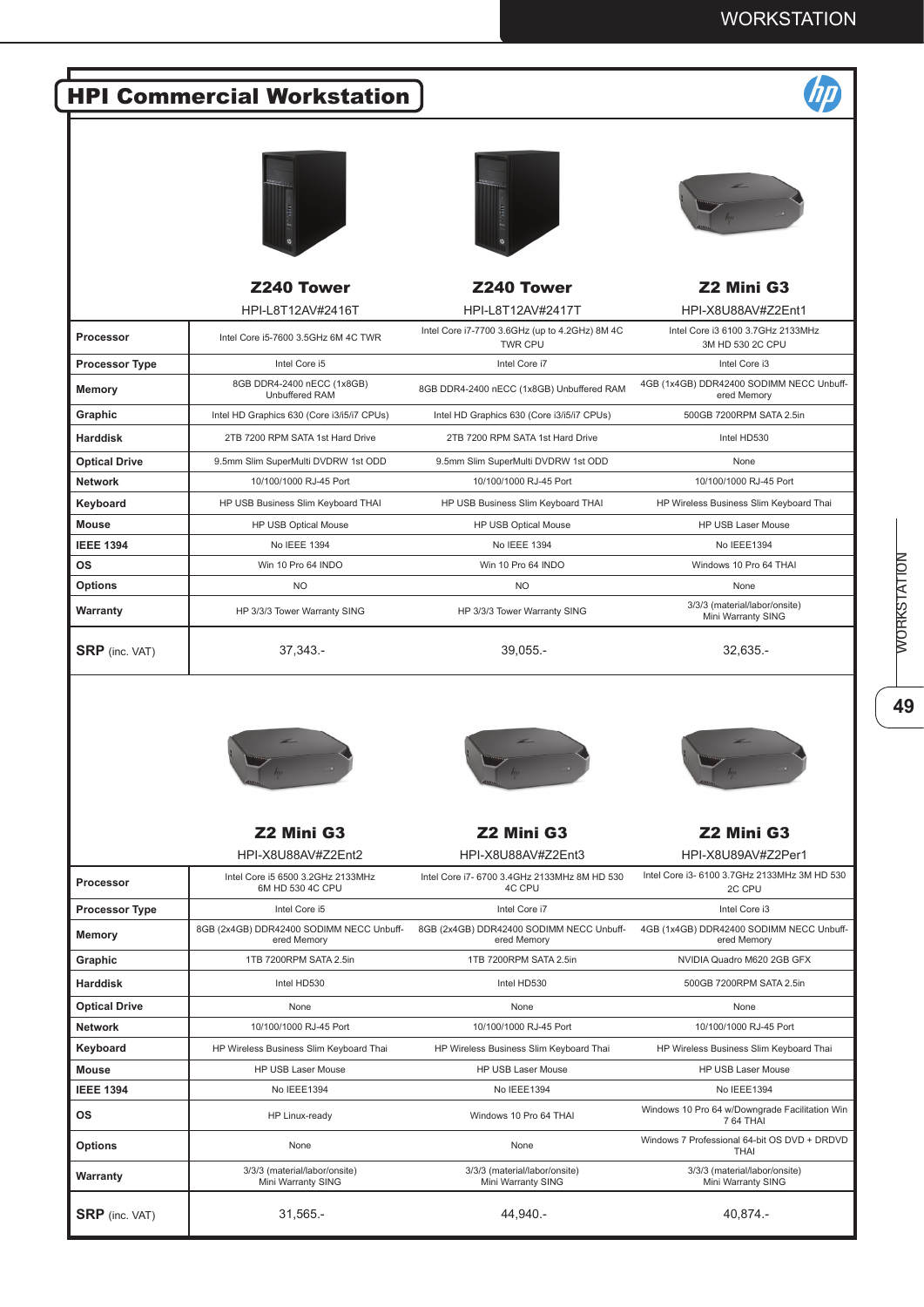## HPI Commercial Workstation

| | Z240 Tower | Z240 Tower | Z2 Mini G3 |
|---|---|---|---|
| | HPI-L8T12AV#2416T | HPI-L8T12AV#2417T | HPI-X8U88AV#Z2Ent1 |
| **Processor** | Intel Core i5-7600 3.5GHz 6M 4C TWR | Intel Core i7-7700 3.6GHz (up to 4.2GHz) 8M 4C TWR CPU | Intel Core i3 6100 3.7GHz 2133MHz 3M HD 530 2C CPU |
| **Processor Type** | Intel Core i5 | Intel Core i7 | Intel Core i3 |
| **Memory** | 8GB DDR4-2400 nECC (1x8GB) Unbuffered RAM | 8GB DDR4-2400 nECC (1x8GB) Unbuffered RAM | 4GB (1x4GB) DDR42400 SODIMM NECC Unbuff-ered Memory |
| **Graphic** | Intel HD Graphics 630 (Core i3/i5/i7 CPUs) | Intel HD Graphics 630 (Core i3/i5/i7 CPUs) | 500GB 7200RPM SATA 2.5in |
| **Harddisk** | 2TB 7200 RPM SATA 1st Hard Drive | 2TB 7200 RPM SATA 1st Hard Drive | Intel HD530 |
| **Optical Drive** | 9.5mm Slim SuperMulti DVDRW 1st ODD | 9.5mm Slim SuperMulti DVDRW 1st ODD | None |
| **Network** | 10/100/1000 RJ-45 Port | 10/100/1000 RJ-45 Port | 10/100/1000 RJ-45 Port |
| **Keyboard** | HP USB Business Slim Keyboard THAI | HP USB Business Slim Keyboard THAI | HP Wireless Business Slim Keyboard Thai |
| **Mouse** | HP USB Optical Mouse | HP USB Optical Mouse | HP USB Laser Mouse |
| **IEEE 1394** | No IEEE 1394 | No IEEE 1394 | No IEEE1394 |
| **OS** | Win 10 Pro 64 INDO | Win 10 Pro 64 INDO | Windows 10 Pro 64 THAI |
| **Options** | NO | NO | None |
| **Warranty** | HP 3/3/3 Tower Warranty SING | HP 3/3/3 Tower Warranty SING | 3/3/3 (material/labor/onsite) Mini Warranty SING |
| **SRP** (inc. VAT) | 37,343.- | 39,055.- | 32,635.- |

| | Z2 Mini G3 | Z2 Mini G3 | Z2 Mini G3 |
|---|---|---|---|
| | HPI-X8U88AV#Z2Ent2 | HPI-X8U88AV#Z2Ent3 | HPI-X8U89AV#Z2Per1 |
| **Processor** | Intel Core i5 6500 3.2GHz 2133MHz 6M HD 530 4C CPU | Intel Core i7- 6700 3.4GHz 2133MHz 8M HD 530 4C CPU | Intel Core i3- 6100 3.7GHz 2133MHz 3M HD 530 2C CPU |
| **Processor Type** | Intel Core i5 | Intel Core i7 | Intel Core i3 |
| **Memory** | 8GB (2x4GB) DDR42400 SODIMM NECC Unbuff-ered Memory | 8GB (2x4GB) DDR42400 SODIMM NECC Unbuff-ered Memory | 4GB (1x4GB) DDR42400 SODIMM NECC Unbuff-ered Memory |
| **Graphic** | 1TB 7200RPM SATA 2.5in | 1TB 7200RPM SATA 2.5in | NVIDIA Quadro M620 2GB GFX |
| **Harddisk** | Intel HD530 | Intel HD530 | 500GB 7200RPM SATA 2.5in |
| **Optical Drive** | None | None | None |
| **Network** | 10/100/1000 RJ-45 Port | 10/100/1000 RJ-45 Port | 10/100/1000 RJ-45 Port |
| **Keyboard** | HP Wireless Business Slim Keyboard Thai | HP Wireless Business Slim Keyboard Thai | HP Wireless Business Slim Keyboard Thai |
| **Mouse** | HP USB Laser Mouse | HP USB Laser Mouse | HP USB Laser Mouse |
| **IEEE 1394** | No IEEE1394 | No IEEE1394 | No IEEE1394 |
| **OS** | HP Linux-ready | Windows 10 Pro 64 THAI | Windows 10 Pro 64 w/Downgrade Facilitation Win 7 64 THAI |
| **Options** | None | None | Windows 7 Professional 64-bit OS DVD + DRDVD THAI |
| **Warranty** | 3/3/3 (material/labor/onsite) Mini Warranty SING | 3/3/3 (material/labor/onsite) Mini Warranty SING | 3/3/3 (material/labor/onsite) Mini Warranty SING |
| **SRP** (inc. VAT) | 31,565.- | 44,940.- | 40,874.- |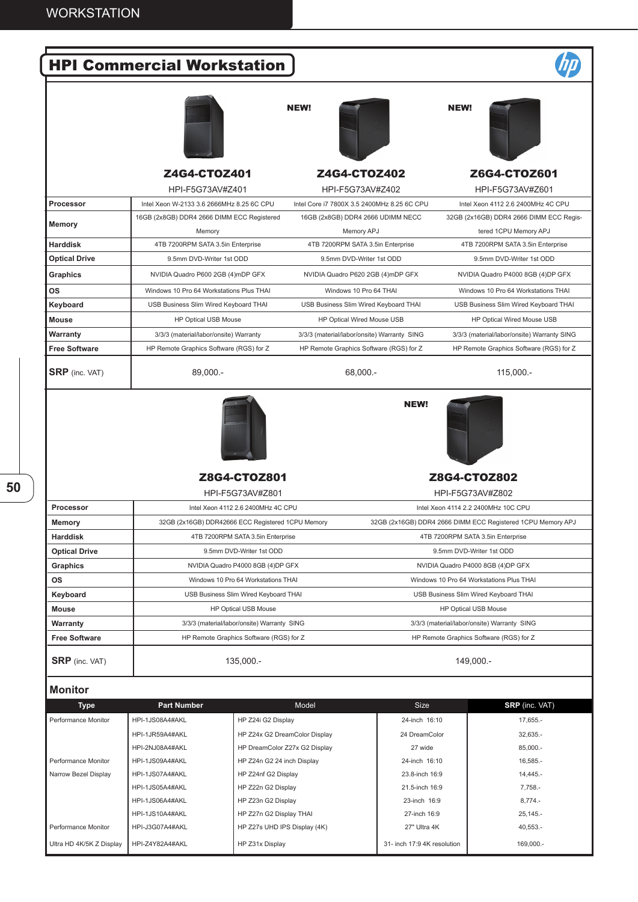# HPI Commercial Workstation

| | Z4G4-CTOZ401 | NEW! Z4G4-CTOZ402 | NEW! Z6G4-CTOZ601 |
|---|---|---|---|
| | HPI-F5G73AV#Z401 | HPI-F5G73AV#Z402 | HPI-F5G73AV#Z601 |
| **Processor** | Intel Xeon W-2133 3.6 2666MHz 8.25 6C CPU | Intel Core i7 7800X 3.5 2400MHz 8.25 6C CPU | Intel Xeon 4112 2.6 2400MHz 4C CPU |
| **Memory** | 16GB (2x8GB) DDR4 2666 DIMM ECC Registered Memory | 16GB (2x8GB) DDR4 2666 UDIMM NECC Memory APJ | 32GB (2x16GB) DDR4 2666 DIMM ECC Registered 1CPU Memory APJ |
| **Harddisk** | 4TB 7200RPM SATA 3.5in Enterprise | 4TB 7200RPM SATA 3.5in Enterprise | 4TB 7200RPM SATA 3.5in Enterprise |
| **Optical Drive** | 9.5mm DVD-Writer 1st ODD | 9.5mm DVD-Writer 1st ODD | 9.5mm DVD-Writer 1st ODD |
| **Graphics** | NVIDIA Quadro P600 2GB (4)mDP GFX | NVIDIA Quadro P620 2GB (4)mDP GFX | NVIDIA Quadro P4000 8GB (4)DP GFX |
| **OS** | Windows 10 Pro 64 Workstations Plus THAI | Windows 10 Pro 64 THAI | Windows 10 Pro 64 Workstations THAI |
| **Keyboard** | USB Business Slim Wired Keyboard THAI | USB Business Slim Wired Keyboard THAI | USB Business Slim Wired Keyboard THAI |
| **Mouse** | HP Optical USB Mouse | HP Optical Wired Mouse USB | HP Optical Wired Mouse USB |
| **Warranty** | 3/3/3 (material/labor/onsite) Warranty | 3/3/3 (material/labor/onsite) Warranty SING | 3/3/3 (material/labor/onsite) Warranty SING |
| **Free Software** | HP Remote Graphics Software (RGS) for Z | HP Remote Graphics Software (RGS) for Z | HP Remote Graphics Software (RGS) for Z |
| **SRP** (inc. VAT) | 89,000.- | 68,000.- | 115,000.- |

| | Z8G4-CTOZ801 | NEW! Z8G4-CTOZ802 |
|---|---|---|
| | HPI-F5G73AV#Z801 | HPI-F5G73AV#Z802 |
| **Processor** | Intel Xeon 4112 2.6 2400MHz 4C CPU | Intel Xeon 4114 2.2 2400MHz 10C CPU |
| **Memory** | 32GB (2x16GB) DDR42666 ECC Registered 1CPU Memory | 32GB (2x16GB) DDR4 2666 DIMM ECC Registered 1CPU Memory APJ |
| **Harddisk** | 4TB 7200RPM SATA 3.5in Enterprise | 4TB 7200RPM SATA 3.5in Enterprise |
| **Optical Drive** | 9.5mm DVD-Writer 1st ODD | 9.5mm DVD-Writer 1st ODD |
| **Graphics** | NVIDIA Quadro P4000 8GB (4)DP GFX | NVIDIA Quadro P4000 8GB (4)DP GFX |
| **OS** | Windows 10 Pro 64 Workstations THAI | Windows 10 Pro 64 Workstations Plus THAI |
| **Keyboard** | USB Business Slim Wired Keyboard THAI | USB Business Slim Wired Keyboard THAI |
| **Mouse** | HP Optical USB Mouse | HP Optical USB Mouse |
| **Warranty** | 3/3/3 (material/labor/onsite) Warranty SING | 3/3/3 (material/labor/onsite) Warranty SING |
| **Free Software** | HP Remote Graphics Software (RGS) for Z | HP Remote Graphics Software (RGS) for Z |
| **SRP** (inc. VAT) | 135,000.- | 149,000.- |

## Monitor

| Type | Part Number | Model | Size | SRP (inc. VAT) |
|---|---|---|---|---|
| Performance Monitor | HPI-1JS08A4#AKL | HP Z24i G2 Display | 24-inch 16:10 | 17,655.- |
| | HPI-1JR59A4#AKL | HP Z24x G2 DreamColor Display | 24 DreamColor | 32,635.- |
| | HPI-2NJ08A4#AKL | HP DreamColor Z27x G2 Display | 27 wide | 85,000.- |
| Performance Monitor | HPI-1JS09A4#AKL | HP Z24n G2 24 inch Display | 24-inch 16:10 | 16,585.- |
| Narrow Bezel Display | HPI-1JS07A4#AKL | HP Z24nf G2 Display | 23.8-inch 16:9 | 14,445.- |
| | HPI-1JS05A4#AKL | HP Z22n G2 Display | 21.5-inch 16:9 | 7,758.- |
| | HPI-1JS06A4#AKL | HP Z23n G2 Display | 23-inch 16:9 | 8,774.- |
| | HPI-1JS10A4#AKL | HP Z27n G2 Display THAI | 27-inch 16:9 | 25,145.- |
| Performance Monitor | HPI-3G07A4#AKL | HP Z27s UHD IPS Display (4K) | 27" Ultra 4K | 40,553.- |
| Ultra HD 4K/5K Z Display | HPI-Z4Y82A4#AKL | HP Z31x Display | 31- inch 17:9 4K resolution | 169,000.- |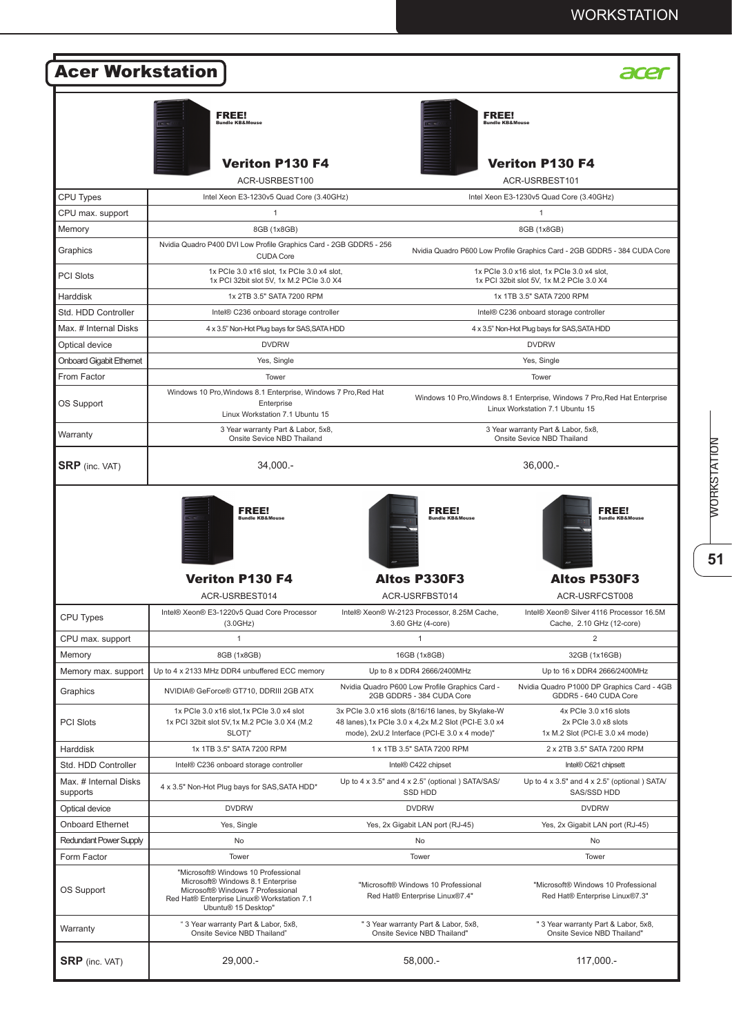# Acer Workstation

| | Veriton P130 F4 | Veriton P130 F4 |
|---|---|---|
| | FREE! Bundle KB&Mouse | FREE! Bundle KB&Mouse |
| | ACR-USRBEST100 | ACR-USRBEST101 |
| CPU Types | Intel Xeon E3-1230v5 Quad Core (3.40GHz) | Intel Xeon E3-1230v5 Quad Core (3.40GHz) |
| CPU max. support | 1 | 1 |
| Memory | 8GB (1x8GB) | 8GB (1x8GB) |
| Graphics | Nvidia Quadro P400 DVI Low Profile Graphics Card - 2GB GDDR5 - 256 CUDA Core | Nvidia Quadro P600 Low Profile Graphics Card - 2GB GDDR5 - 384 CUDA Core |
| PCI Slots | 1x PCIe 3.0 x16 slot, 1x PCIe 3.0 x4 slot, 1x PCI 32bit slot 5V, 1x M.2 PCIe 3.0 X4 | 1x PCIe 3.0 x16 slot, 1x PCIe 3.0 x4 slot, 1x PCI 32bit slot 5V, 1x M.2 PCIe 3.0 X4 |
| Harddisk | 1x 2TB 3.5" SATA 7200 RPM | 1x 1TB 3.5" SATA 7200 RPM |
| Std. HDD Controller | Intel® C236 onboard storage controller | Intel® C236 onboard storage controller |
| Max. # Internal Disks | 4 x 3.5" Non-Hot Plug bays for SAS,SATA HDD | 4 x 3.5" Non-Hot Plug bays for SAS,SATA HDD |
| Optical device | DVDRW | DVDRW |
| Onboard Gigabit Ethernet | Yes, Single | Yes, Single |
| From Factor | Tower | Tower |
| OS Support | Windows 10 Pro,Windows 8.1 Enterprise, Windows 7 Pro,Red Hat Enterprise Linux Workstation 7.1 Ubuntu 15 | Windows 10 Pro,Windows 8.1 Enterprise, Windows 7 Pro,Red Hat Enterprise Linux Workstation 7.1 Ubuntu 15 |
| Warranty | 3 Year warranty Part & Labor, 5x8, Onsite Sevice NBD Thailand | 3 Year warranty Part & Labor, 5x8, Onsite Sevice NBD Thailand |
| **SRP** (inc. VAT) | 34,000.- | 36,000.- |

| | Veriton P130 F4 | Altos P330F3 | Altos P530F3 |
|---|---|---|---|
| | FREE! Bundle KB&Mouse | FREE! Bundle KB&Mouse | FREE! Bundle KB&Mouse |
| | ACR-USRBEST014 | ACR-USRFBST014 | ACR-USRFCST008 |
| CPU Types | Intel® Xeon® E3-1220v5 Quad Core Processor (3.0GHz) | Intel® Xeon® W-2123 Processor, 8.25M Cache, 3.60 GHz (4-core) | Intel® Xeon® Silver 4116 Processor 16.5M Cache, 2.10 GHz (12-core) |
| CPU max. support | 1 | 1 | 2 |
| Memory | 8GB (1x8GB) | 16GB (1x8GB) | 32GB (1x16GB) |
| Memory max. support | Up to 4 x 2133 MHz DDR4 unbuffered ECC memory | Up to 8 x DDR4 2666/2400MHz | Up to 16 x DDR4 2666/2400MHz |
| Graphics | NVIDIA® GeForce® GT710, DDRIII 2GB ATX | Nvidia Quadro P600 Low Profile Graphics Card - 2GB GDDR5 - 384 CUDA Core | Nvidia Quadro P1000 DP Graphics Card - 4GB GDDR5 - 640 CUDA Core |
| PCI Slots | 1x PCIe 3.0 x16 slot,1x PCIe 3.0 x4 slot 1x PCI 32bit slot 5V,1x M.2 PCIe 3.0 X4 (M.2 SLOT)" | 3x PCIe 3.0 x16 slots (8/16/16 lanes, by Skylake-W 48 lanes),1x PCIe 3.0 x 4,2x M.2 Slot (PCI-E 3.0 x4 mode), 2xU.2 Interface (PCI-E 3.0 x 4 mode)" | 4x PCIe 3.0 x16 slots 2x PCIe 3.0 x8 slots 1x M.2 Slot (PCI-E 3.0 x4 mode) |
| Harddisk | 1x 1TB 3.5" SATA 7200 RPM | 1 x 1TB 3.5" SATA 7200 RPM | 2 x 2TB 3.5" SATA 7200 RPM |
| Std. HDD Controller | Intel® C236 onboard storage controller | Intel® C422 chipset | Intel® C621 chipsett |
| Max. # Internal Disks supports | 4 x 3.5" Non-Hot Plug bays for SAS,SATA HDD" | Up to 4 x 3.5" and 4 x 2.5" (optional ) SATA/SAS/ SSD HDD | Up to 4 x 3.5" and 4 x 2.5" (optional ) SATA/ SAS/SSD HDD |
| Optical device | DVDRW | DVDRW | DVDRW |
| Onboard Ethernet | Yes, Single | Yes, 2x Gigabit LAN port (RJ-45) | Yes, 2x Gigabit LAN port (RJ-45) |
| Redundant Power Supply | No | No | No |
| Form Factor | Tower | Tower | Tower |
| OS Support | "Microsoft® Windows 10 Professional Microsoft® Windows 8.1 Enterprise Microsoft® Windows 7 Professional Red Hat® Enterprise Linux® Workstation 7.1 Ubuntu® 15 Desktop" | "Microsoft® Windows 10 Professional Red Hat® Enterprise Linux®7.4" | "Microsoft® Windows 10 Professional Red Hat® Enterprise Linux®7.3" |
| Warranty | " 3 Year warranty Part & Labor, 5x8, Onsite Sevice NBD Thailand" | " 3 Year warranty Part & Labor, 5x8, Onsite Sevice NBD Thailand" | " 3 Year warranty Part & Labor, 5x8, Onsite Sevice NBD Thailand" |
| **SRP** (inc. VAT) | 29,000.- | 58,000.- | 117,000.- |